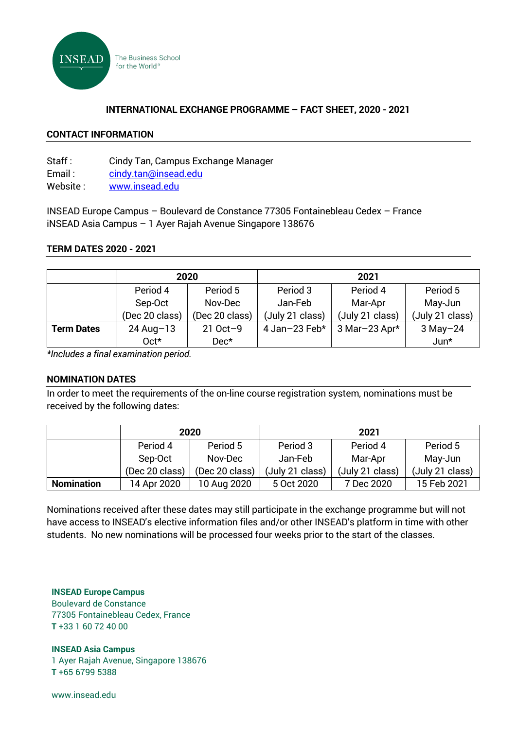INSEAD The Business School for the World®

# INTERNATIONAL EXCHANGE PROGRAMME – FACT SHEET, 2020 - 2021

## CONTACT INFORMATION

Staff : Cindy Tan, Campus Exchange Manager
Email : cindy.tan@insead.edu
Website : www.insead.edu

INSEAD Europe Campus – Boulevard de Constance 77305 Fontainebleau Cedex – France
iNSEAD Asia Campus – 1 Ayer Rajah Avenue Singapore 138676

## TERM DATES 2020 - 2021

| | 2020 | | 2021 | | |
|---|---|---|---|---|---|
| | Period 4 Sep-Oct (Dec 20 class) | Period 5 Nov-Dec (Dec 20 class) | Period 3 Jan-Feb (July 21 class) | Period 4 Mar-Apr (July 21 class) | Period 5 May-Jun (July 21 class) |
| **Term Dates** | 24 Aug–13 Oct* | 21 Oct–9 Dec* | 4 Jan–23 Feb* | 3 Mar–23 Apr* | 3 May–24 Jun* |

*\*Includes a final examination period.*

## NOMINATION DATES

In order to meet the requirements of the on-line course registration system, nominations must be received by the following dates:

| | 2020 | | 2021 | | |
|---|---|---|---|---|---|
| | Period 4 Sep-Oct (Dec 20 class) | Period 5 Nov-Dec (Dec 20 class) | Period 3 Jan-Feb (July 21 class) | Period 4 Mar-Apr (July 21 class) | Period 5 May-Jun (July 21 class) |
| **Nomination** | 14 Apr 2020 | 10 Aug 2020 | 5 Oct 2020 | 7 Dec 2020 | 15 Feb 2021 |

Nominations received after these dates may still participate in the exchange programme but will not have access to INSEAD's elective information files and/or other INSEAD's platform in time with other students. No new nominations will be processed four weeks prior to the start of the classes.

**INSEAD Europe Campus**
Boulevard de Constance
77305 Fontainebleau Cedex, France
**T** +33 1 60 72 40 00

**INSEAD Asia Campus**
1 Ayer Rajah Avenue, Singapore 138676
**T** +65 6799 5388

www.insead.edu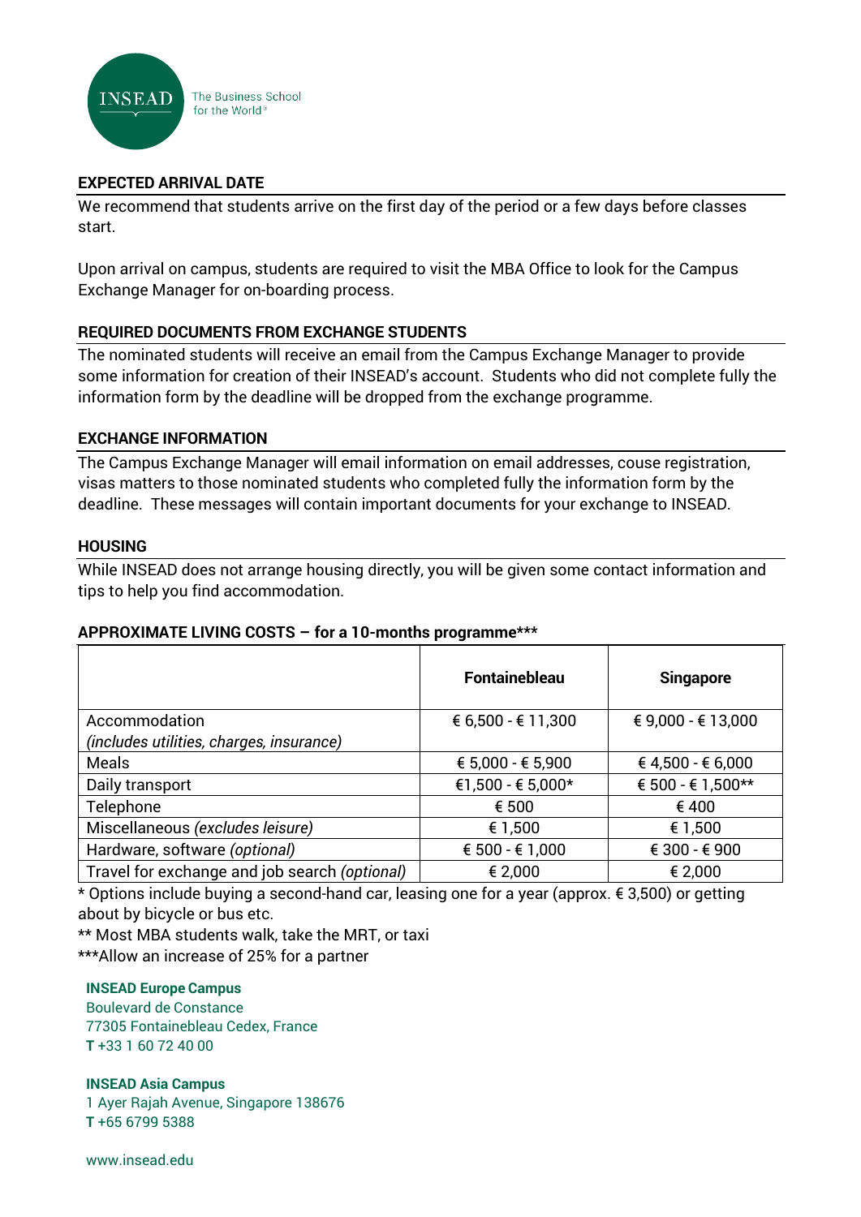INSEAD The Business School for the World®

## EXPECTED ARRIVAL DATE

We recommend that students arrive on the first day of the period or a few days before classes start.

Upon arrival on campus, students are required to visit the MBA Office to look for the Campus Exchange Manager for on-boarding process.

## REQUIRED DOCUMENTS FROM EXCHANGE STUDENTS

The nominated students will receive an email from the Campus Exchange Manager to provide some information for creation of their INSEAD's account. Students who did not complete fully the information form by the deadline will be dropped from the exchange programme.

## EXCHANGE INFORMATION

The Campus Exchange Manager will email information on email addresses, couse registration, visas matters to those nominated students who completed fully the information form by the deadline. These messages will contain important documents for your exchange to INSEAD.

## HOUSING

While INSEAD does not arrange housing directly, you will be given some contact information and tips to help you find accommodation.

## APPROXIMATE LIVING COSTS – for a 10-months programme***

| | Fontainebleau | Singapore |
|---|---|---|
| Accommodation *(includes utilities, charges, insurance)* | € 6,500 - € 11,300 | € 9,000 - € 13,000 |
| Meals | € 5,000 - € 5,900 | € 4,500 - € 6,000 |
| Daily transport | €1,500 - € 5,000* | € 500 - € 1,500** |
| Telephone | € 500 | € 400 |
| Miscellaneous *(excludes leisure)* | € 1,500 | € 1,500 |
| Hardware, software *(optional)* | € 500 - € 1,000 | € 300 - € 900 |
| Travel for exchange and job search *(optional)* | € 2,000 | € 2,000 |

* Options include buying a second-hand car, leasing one for a year (approx. € 3,500) or getting about by bicycle or bus etc.

** Most MBA students walk, take the MRT, or taxi

***Allow an increase of 25% for a partner

**INSEAD Europe Campus**
Boulevard de Constance
77305 Fontainebleau Cedex, France
**T** +33 1 60 72 40 00

**INSEAD Asia Campus**
1 Ayer Rajah Avenue, Singapore 138676
**T** +65 6799 5388

www.insead.edu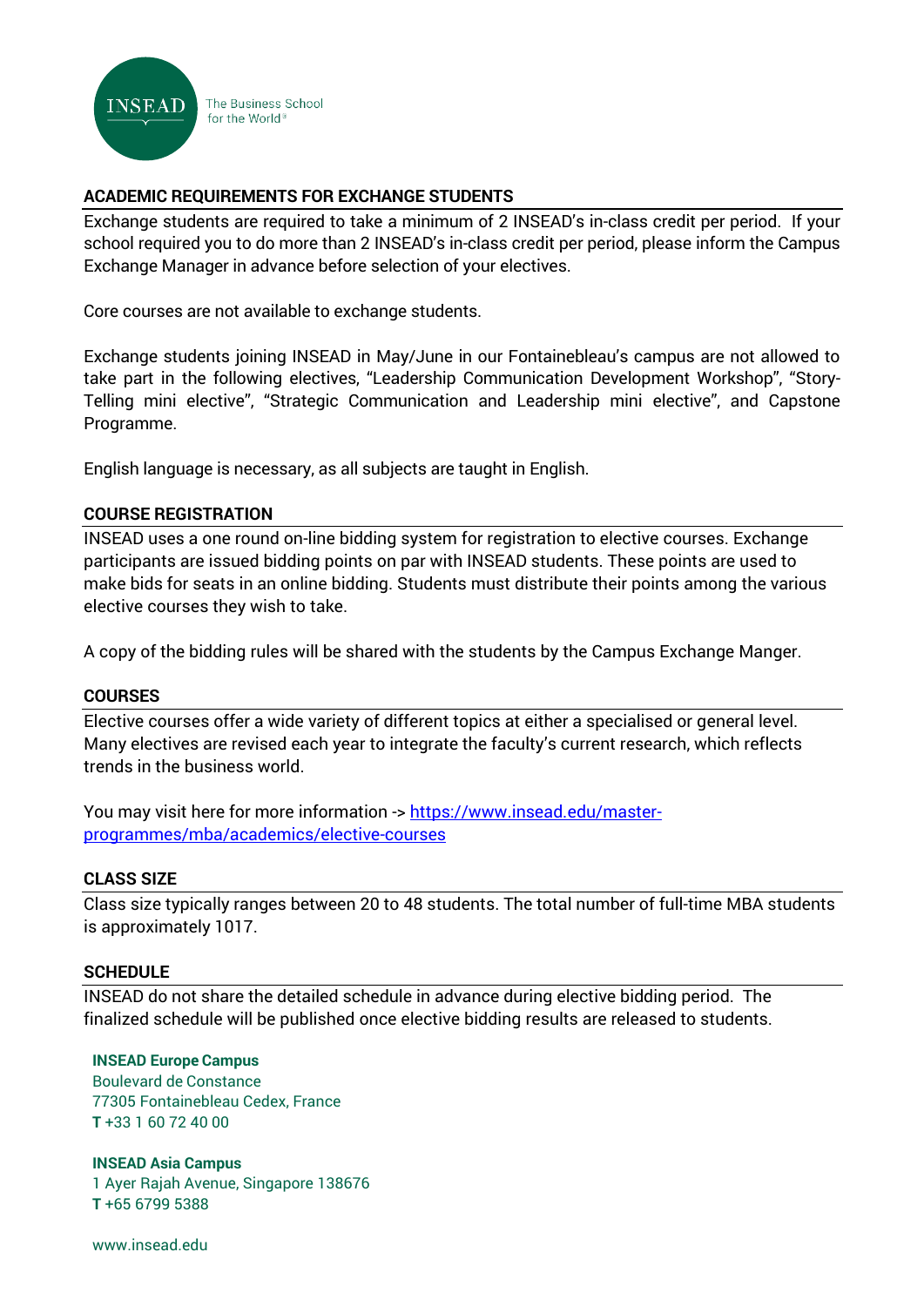## ACADEMIC REQUIREMENTS FOR EXCHANGE STUDENTS

Exchange students are required to take a minimum of 2 INSEAD's in-class credit per period. If your school required you to do more than 2 INSEAD's in-class credit per period, please inform the Campus Exchange Manager in advance before selection of your electives.

Core courses are not available to exchange students.

Exchange students joining INSEAD in May/June in our Fontainebleau's campus are not allowed to take part in the following electives, "Leadership Communication Development Workshop", "Story-Telling mini elective", "Strategic Communication and Leadership mini elective", and Capstone Programme.

English language is necessary, as all subjects are taught in English.

## COURSE REGISTRATION

INSEAD uses a one round on-line bidding system for registration to elective courses. Exchange participants are issued bidding points on par with INSEAD students. These points are used to make bids for seats in an online bidding. Students must distribute their points among the various elective courses they wish to take.

A copy of the bidding rules will be shared with the students by the Campus Exchange Manger.

## COURSES

Elective courses offer a wide variety of different topics at either a specialised or general level. Many electives are revised each year to integrate the faculty's current research, which reflects trends in the business world.

You may visit here for more information -> [https://www.insead.edu/master-programmes/mba/academics/elective-courses](https://www.insead.edu/master-programmes/mba/academics/elective-courses)

## CLASS SIZE

Class size typically ranges between 20 to 48 students. The total number of full-time MBA students is approximately 1017.

## SCHEDULE

INSEAD do not share the detailed schedule in advance during elective bidding period. The finalized schedule will be published once elective bidding results are released to students.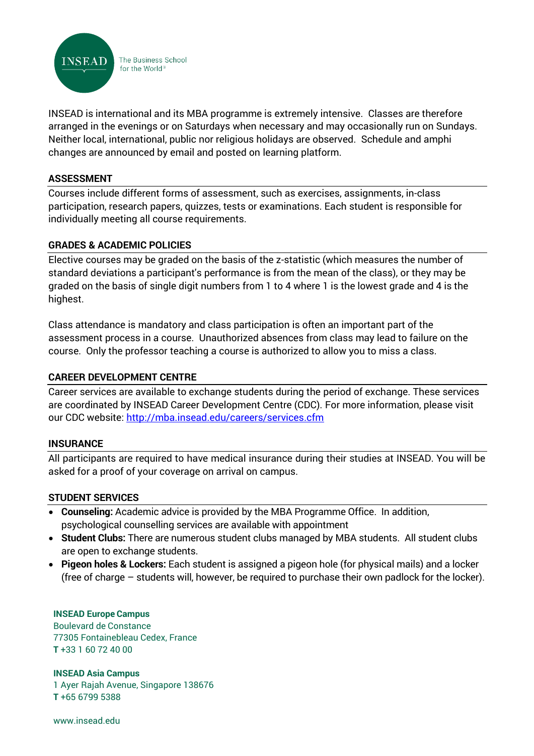INSEAD is international and its MBA programme is extremely intensive. Classes are therefore arranged in the evenings or on Saturdays when necessary and may occasionally run on Sundays. Neither local, international, public nor religious holidays are observed. Schedule and amphi changes are announced by email and posted on learning platform.

## ASSESSMENT

Courses include different forms of assessment, such as exercises, assignments, in-class participation, research papers, quizzes, tests or examinations. Each student is responsible for individually meeting all course requirements.

## GRADES & ACADEMIC POLICIES

Elective courses may be graded on the basis of the z-statistic (which measures the number of standard deviations a participant's performance is from the mean of the class), or they may be graded on the basis of single digit numbers from 1 to 4 where 1 is the lowest grade and 4 is the highest.

Class attendance is mandatory and class participation is often an important part of the assessment process in a course. Unauthorized absences from class may lead to failure on the course. Only the professor teaching a course is authorized to allow you to miss a class.

## CAREER DEVELOPMENT CENTRE

Career services are available to exchange students during the period of exchange. These services are coordinated by INSEAD Career Development Centre (CDC). For more information, please visit our CDC website: http://mba.insead.edu/careers/services.cfm

## INSURANCE

All participants are required to have medical insurance during their studies at INSEAD. You will be asked for a proof of your coverage on arrival on campus.

## STUDENT SERVICES

- **Counseling:** Academic advice is provided by the MBA Programme Office. In addition, psychological counselling services are available with appointment
- **Student Clubs:** There are numerous student clubs managed by MBA students. All student clubs are open to exchange students.
- **Pigeon holes & Lockers:** Each student is assigned a pigeon hole (for physical mails) and a locker (free of charge – students will, however, be required to purchase their own padlock for the locker).

**INSEAD Europe Campus**
Boulevard de Constance
77305 Fontainebleau Cedex, France
**T** +33 1 60 72 40 00

**INSEAD Asia Campus**
1 Ayer Rajah Avenue, Singapore 138676
**T** +65 6799 5388

www.insead.edu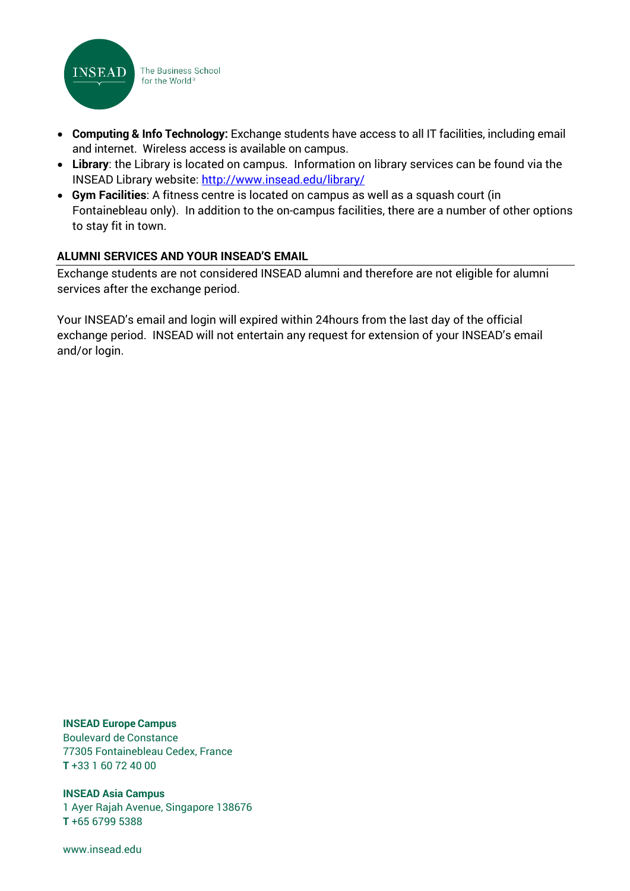- **Computing & Info Technology:** Exchange students have access to all IT facilities, including email and internet. Wireless access is available on campus.
- **Library**: the Library is located on campus. Information on library services can be found via the INSEAD Library website: [http://www.insead.edu/library/](http://www.insead.edu/library/)
- **Gym Facilities**: A fitness centre is located on campus as well as a squash court (in Fontainebleau only). In addition to the on-campus facilities, there are a number of other options to stay fit in town.

## ALUMNI SERVICES AND YOUR INSEAD'S EMAIL

Exchange students are not considered INSEAD alumni and therefore are not eligible for alumni services after the exchange period.

Your INSEAD's email and login will expired within 24hours from the last day of the official exchange period. INSEAD will not entertain any request for extension of your INSEAD's email and/or login.

**INSEAD Europe Campus**
Boulevard de Constance
77305 Fontainebleau Cedex, France
**T** +33 1 60 72 40 00

**INSEAD Asia Campus**
1 Ayer Rajah Avenue, Singapore 138676
**T** +65 6799 5388

www.insead.edu